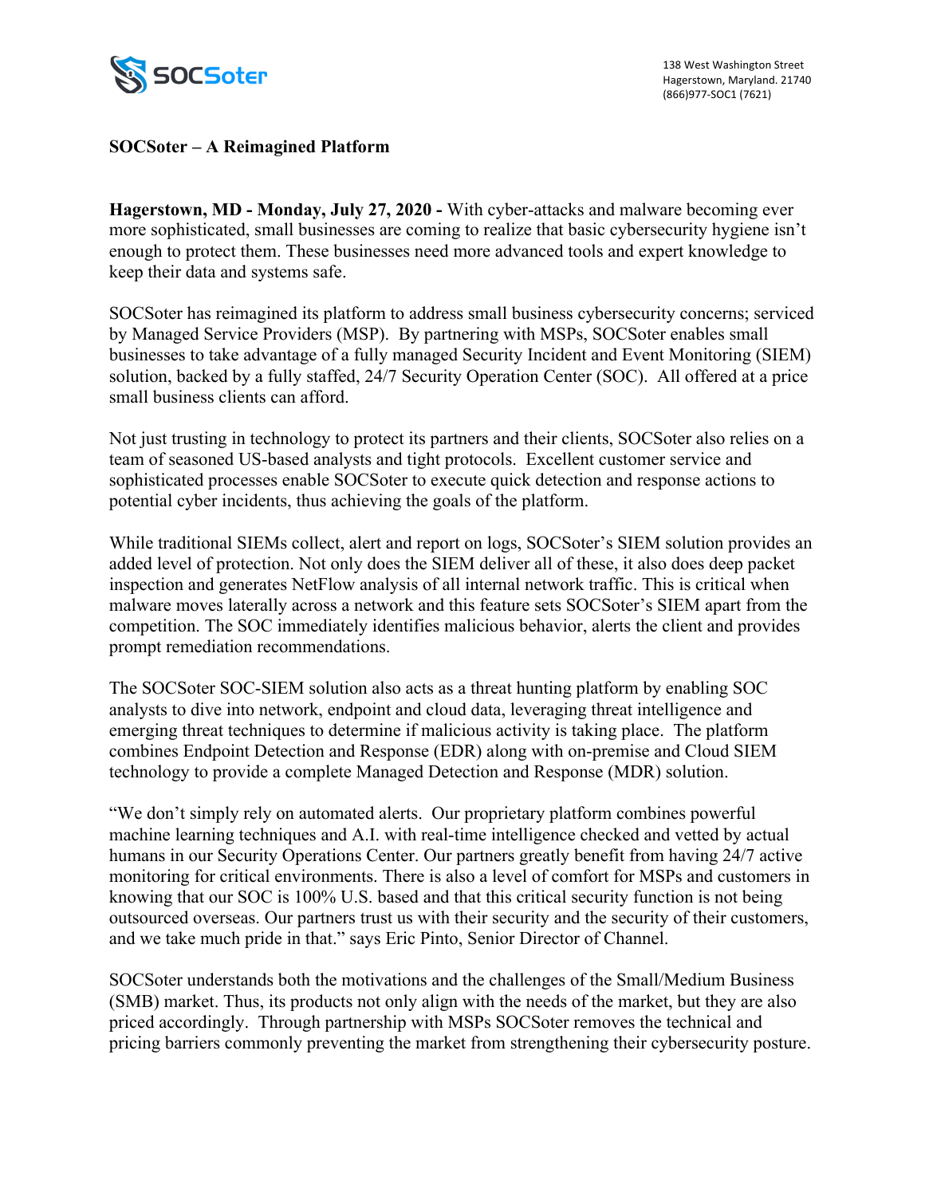SOCSoter

138 West Washington Street
Hagerstown, Maryland. 21740
(866)977-SOC1 (7621)

# SOCSoter – A Reimagined Platform

**Hagerstown, MD - Monday, July 27, 2020 -** With cyber-attacks and malware becoming ever more sophisticated, small businesses are coming to realize that basic cybersecurity hygiene isn't enough to protect them. These businesses need more advanced tools and expert knowledge to keep their data and systems safe.

SOCSoter has reimagined its platform to address small business cybersecurity concerns; serviced by Managed Service Providers (MSP). By partnering with MSPs, SOCSoter enables small businesses to take advantage of a fully managed Security Incident and Event Monitoring (SIEM) solution, backed by a fully staffed, 24/7 Security Operation Center (SOC). All offered at a price small business clients can afford.

Not just trusting in technology to protect its partners and their clients, SOCSoter also relies on a team of seasoned US-based analysts and tight protocols. Excellent customer service and sophisticated processes enable SOCSoter to execute quick detection and response actions to potential cyber incidents, thus achieving the goals of the platform.

While traditional SIEMs collect, alert and report on logs, SOCSoter's SIEM solution provides an added level of protection. Not only does the SIEM deliver all of these, it also does deep packet inspection and generates NetFlow analysis of all internal network traffic. This is critical when malware moves laterally across a network and this feature sets SOCSoter's SIEM apart from the competition. The SOC immediately identifies malicious behavior, alerts the client and provides prompt remediation recommendations.

The SOCSoter SOC-SIEM solution also acts as a threat hunting platform by enabling SOC analysts to dive into network, endpoint and cloud data, leveraging threat intelligence and emerging threat techniques to determine if malicious activity is taking place. The platform combines Endpoint Detection and Response (EDR) along with on-premise and Cloud SIEM technology to provide a complete Managed Detection and Response (MDR) solution.

"We don't simply rely on automated alerts. Our proprietary platform combines powerful machine learning techniques and A.I. with real-time intelligence checked and vetted by actual humans in our Security Operations Center. Our partners greatly benefit from having 24/7 active monitoring for critical environments. There is also a level of comfort for MSPs and customers in knowing that our SOC is 100% U.S. based and that this critical security function is not being outsourced overseas. Our partners trust us with their security and the security of their customers, and we take much pride in that." says Eric Pinto, Senior Director of Channel.

SOCSoter understands both the motivations and the challenges of the Small/Medium Business (SMB) market. Thus, its products not only align with the needs of the market, but they are also priced accordingly. Through partnership with MSPs SOCSoter removes the technical and pricing barriers commonly preventing the market from strengthening their cybersecurity posture.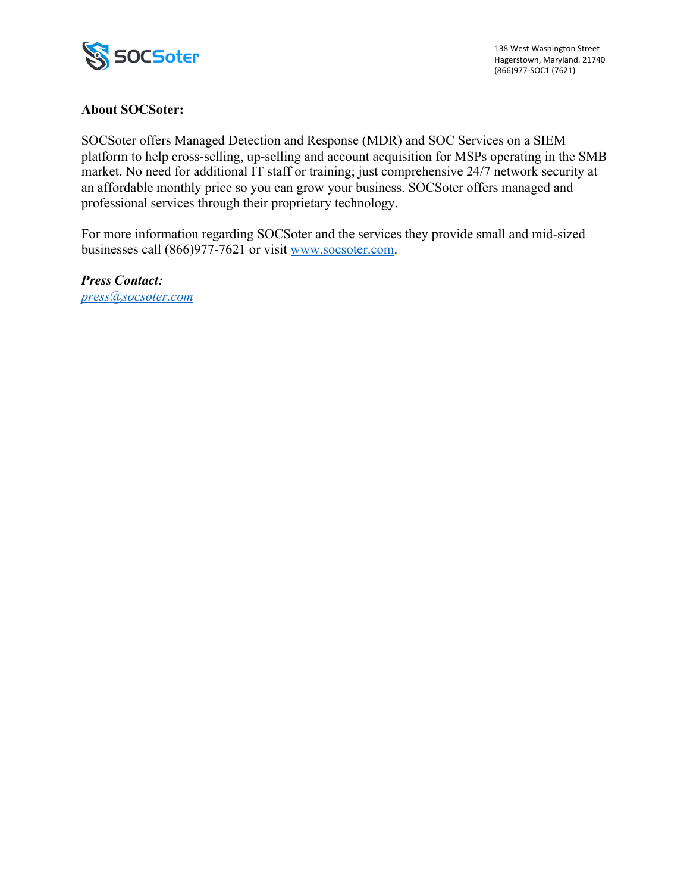138 West Washington Street
Hagerstown, Maryland. 21740
(866)977-SOC1 (7621)

**About SOCSoter:**

SOCSoter offers Managed Detection and Response (MDR) and SOC Services on a SIEM platform to help cross-selling, up-selling and account acquisition for MSPs operating in the SMB market. No need for additional IT staff or training; just comprehensive 24/7 network security at an affordable monthly price so you can grow your business. SOCSoter offers managed and professional services through their proprietary technology.

For more information regarding SOCSoter and the services they provide small and mid-sized businesses call (866)977-7621 or visit www.socsoter.com.

***Press Contact:***
*press@socsoter.com*